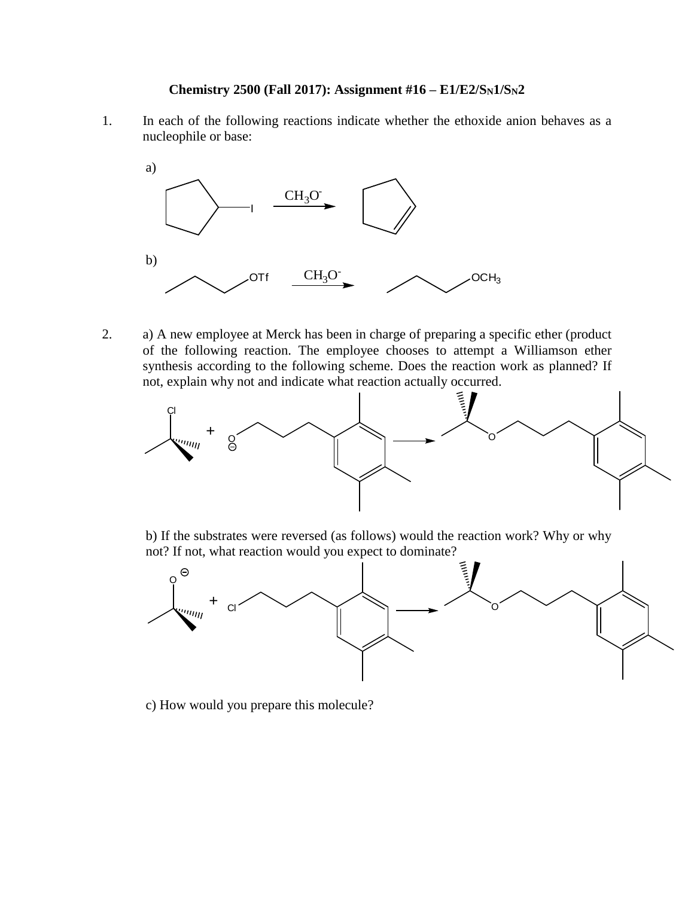## Chemistry 2500 (Fall 2017): Assignment #16 – E1/E2/$S_N$1/$S_N$2

1. In each of the following reactions indicate whether the ethoxide anion behaves as a nucleophile or base:

   a)

   $CH_3O^-$

   b)

   OTf $\xrightarrow{CH_3O^-}$ $OCH_3$

2. a) A new employee at Merck has been in charge of preparing a specific ether (product of the following reaction. The employee chooses to attempt a Williamson ether synthesis according to the following scheme. Does the reaction work as planned? If not, explain why not and indicate what reaction actually occurred.

   Cl + O⁻ → O

   b) If the substrates were reversed (as follows) would the reaction work? Why or why not? If not, what reaction would you expect to dominate?

   O⁻ + Cl → O

   c) How would you prepare this molecule?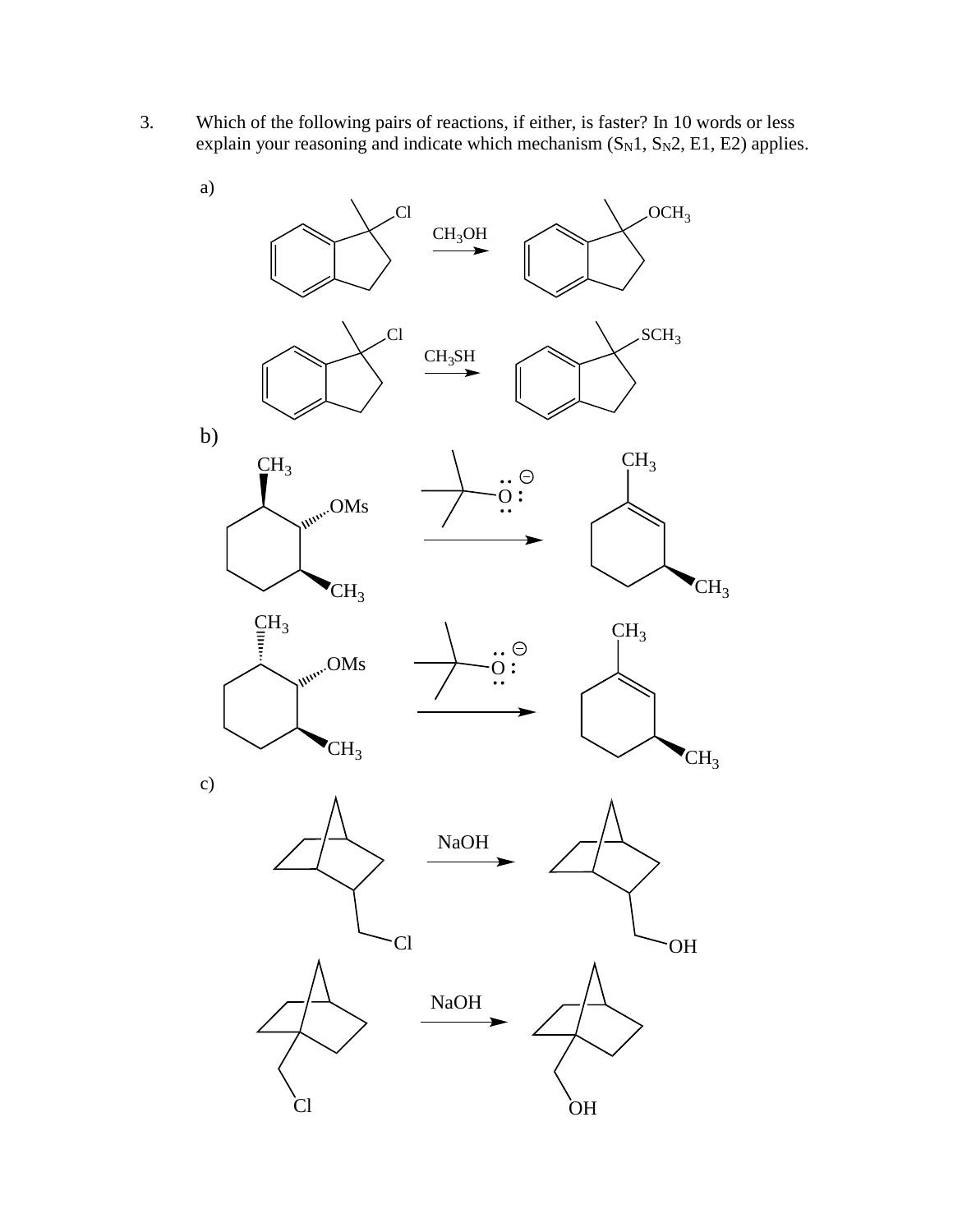3. Which of the following pairs of reactions, if either, is faster? In 10 words or less explain your reasoning and indicate which mechanism ($S_N1$, $S_N2$, E1, E2) applies.

a)

$\xrightarrow{CH_3OH}$ 

$\xrightarrow{CH_3SH}$ 

b)

c)

NaOH

NaOH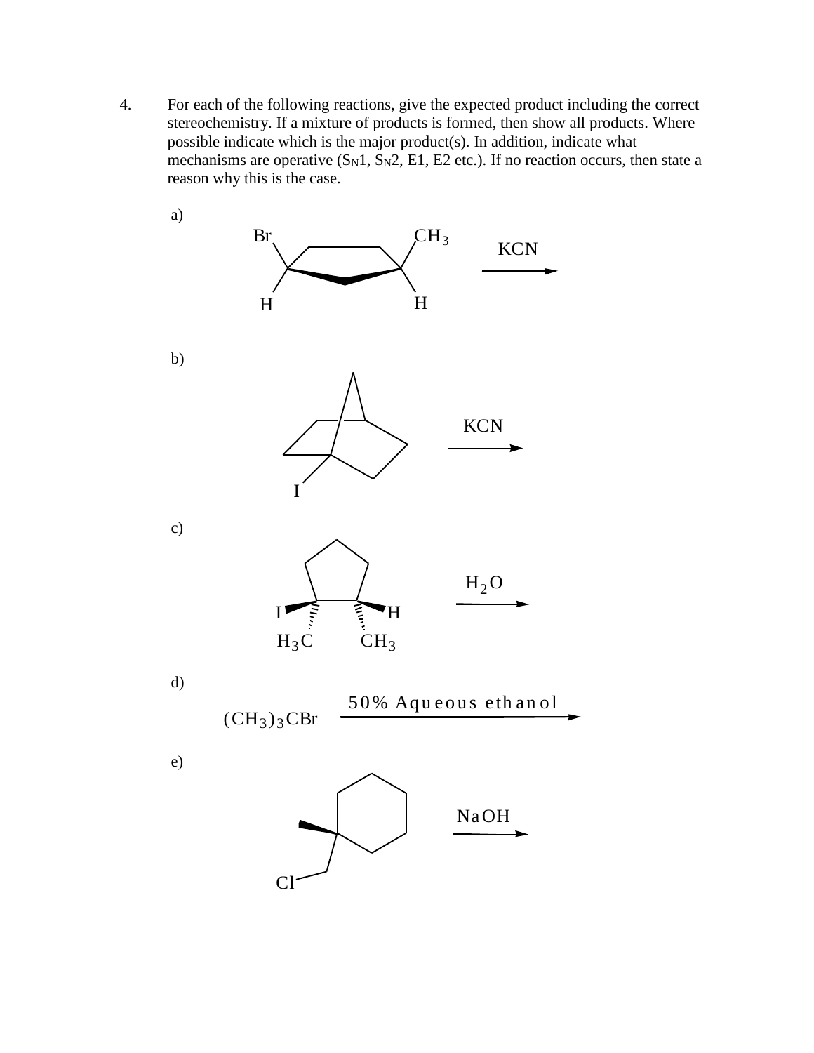4. For each of the following reactions, give the expected product including the correct stereochemistry. If a mixture of products is formed, then show all products. Where possible indicate which is the major product(s). In addition, indicate what mechanisms are operative ($S_N1$, $S_N2$, E1, E2 etc.). If no reaction occurs, then state a reason why this is the case.

a)

Br, H, $CH_3$, H — KCN →

b)

I — KCN →

c)

I, $H_3C$, H, $CH_3$ — $H_2O$ →

d)

$(CH_3)_3CBr$ — 50% Aqueous ethanol →

e)

Cl — NaOH →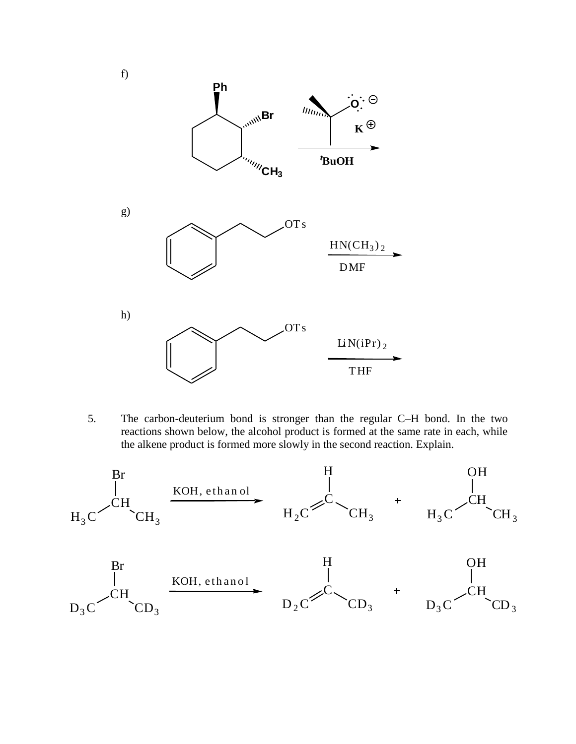f)

Ph, Br, $CH_3$ (cyclohexane substrate) + potassium tert-butoxide ($K^{\oplus}$)

$\xrightarrow{^{t}BuOH}$

g)

$PhCH_2CH_2OTs$ $\xrightarrow[DMF]{HN(CH_3)_2}$

h)

$PhCH_2CH_2OTs$ $\xrightarrow[THF]{LiN(iPr)_2}$

5. The carbon-deuterium bond is stronger than the regular C–H bond. In the two reactions shown below, the alcohol product is formed at the same rate in each, while the alkene product is formed more slowly in the second reaction. Explain.

$$H_3C\text{–}CH(Br)\text{–}CH_3 \xrightarrow{\text{KOH, ethanol}} H_2C\text{=}C(H)\text{–}CH_3 + H_3C\text{–}CH(OH)\text{–}CH_3$$

$$D_3C\text{–}CH(Br)\text{–}CD_3 \xrightarrow{\text{KOH, ethanol}} D_2C\text{=}C(H)\text{–}CD_3 + D_3C\text{–}CH(OH)\text{–}CD_3$$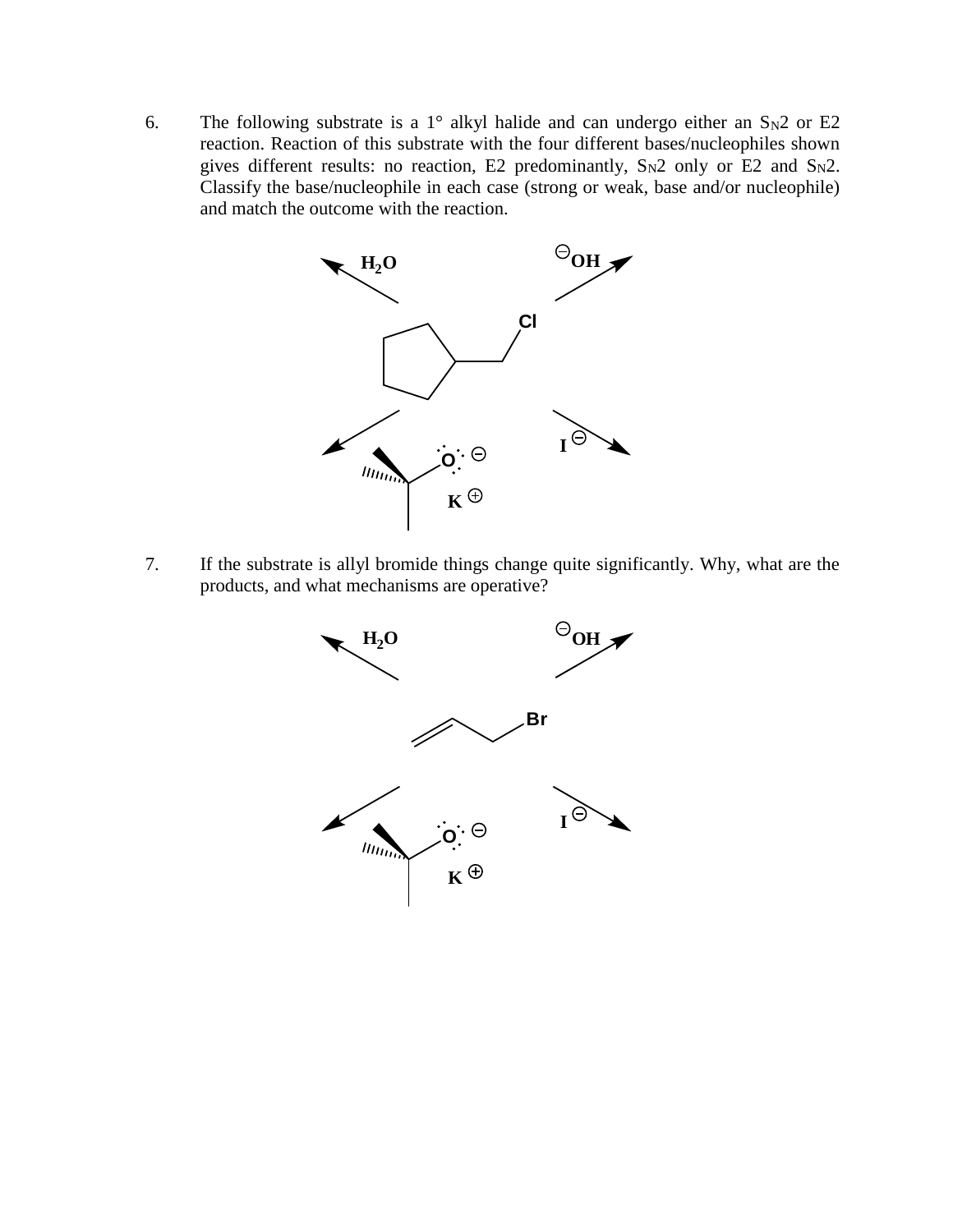6. The following substrate is a 1° alkyl halide and can undergo either an $S_N2$ or E2 reaction. Reaction of this substrate with the four different bases/nucleophiles shown gives different results: no reaction, E2 predominantly, $S_N2$ only or E2 and $S_N2$. Classify the base/nucleophile in each case (strong or weak, base and/or nucleophile) and match the outcome with the reaction.

$H_2O$ $\quad$ $^{\ominus}OH$

Cl

$I^{\ominus}$

$O^{\ominus}$ $K^{\oplus}$

7. If the substrate is allyl bromide things change quite significantly. Why, what are the products, and what mechanisms are operative?

$H_2O$ $\quad$ $^{\ominus}OH$

Br

$I^{\ominus}$

$O^{\ominus}$ $K^{\oplus}$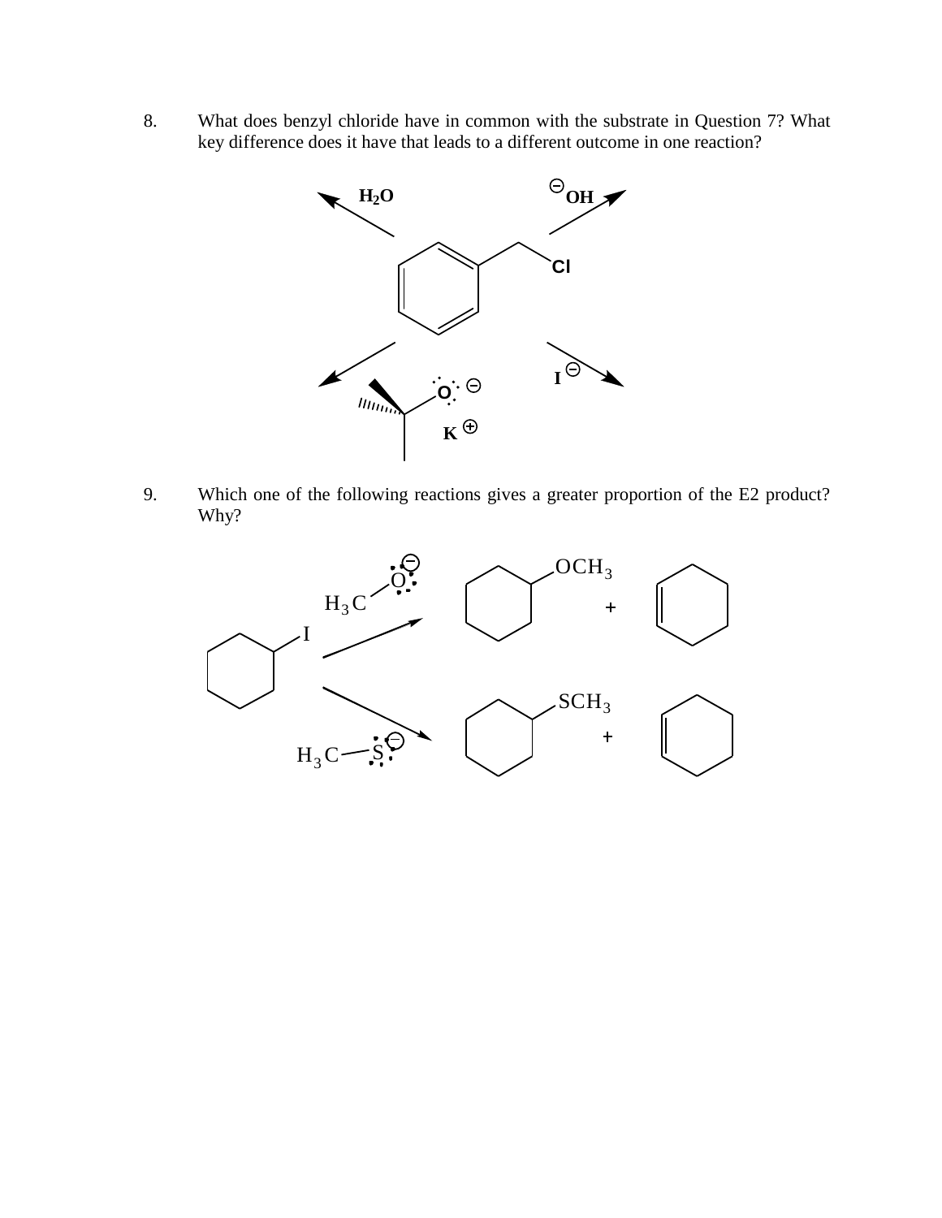8. What does benzyl chloride have in common with the substrate in Question 7? What key difference does it have that leads to a different outcome in one reaction?

$H_2O$

$^{\ominus}OH$

Cl

$I^{\ominus}$

$K^{\oplus}$

9. Which one of the following reactions gives a greater proportion of the E2 product? Why?

$H_3C$

I

$OCH_3$

+

$SCH_3$

+

$H_3C$—S